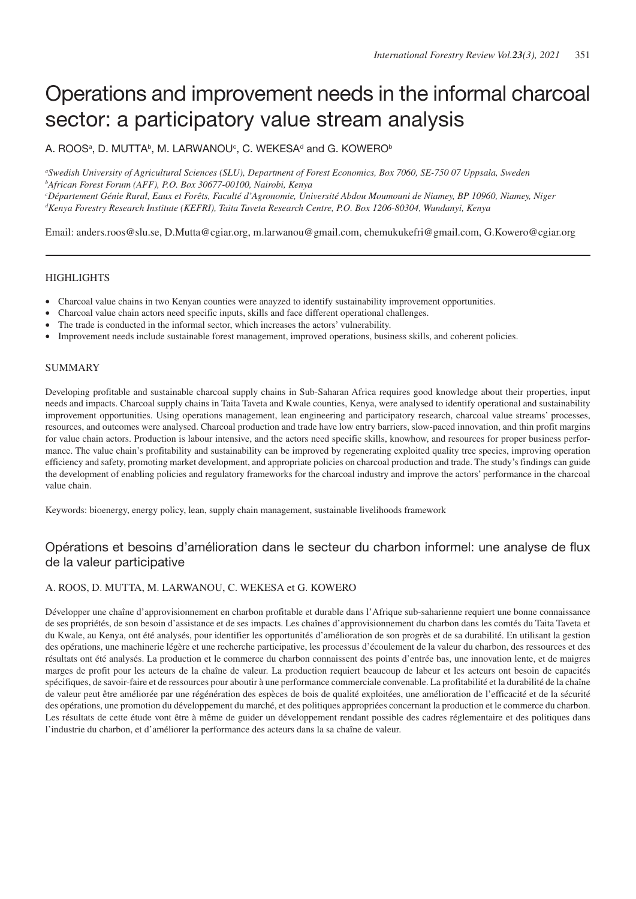# Operations and improvement needs in the informal charcoal sector: a participatory value stream analysis

A. ROOS[a], D. MUTTA[b], M. LARWANOU[c], C. WEKESA[d] and G. KOWERO[b]

[a]*Swedish University of Agricultural Sciences (SLU), Department of Forest Economics, Box 7060, SE-750 07 Uppsala, Sweden*
[b]*African Forest Forum (AFF), P.O. Box 30677-00100, Nairobi, Kenya*
[c]*Département Génie Rural, Eaux et Forêts, Faculté d'Agronomie, Université Abdou Moumouni de Niamey, BP 10960, Niamey, Niger*
[d]*Kenya Forestry Research Institute (KEFRI), Taita Taveta Research Centre, P.O. Box 1206-80304, Wundanyi, Kenya*

Email: anders.roos@slu.se, D.Mutta@cgiar.org, m.larwanou@gmail.com, chemukukefri@gmail.com, G.Kowero@cgiar.org

## HIGHLIGHTS

- Charcoal value chains in two Kenyan counties were anayzed to identify sustainability improvement opportunities.
- Charcoal value chain actors need specific inputs, skills and face different operational challenges.
- The trade is conducted in the informal sector, which increases the actors' vulnerability.
- Improvement needs include sustainable forest management, improved operations, business skills, and coherent policies.

## SUMMARY

Developing profitable and sustainable charcoal supply chains in Sub-Saharan Africa requires good knowledge about their properties, input needs and impacts. Charcoal supply chains in Taita Taveta and Kwale counties, Kenya, were analysed to identify operational and sustainability improvement opportunities. Using operations management, lean engineering and participatory research, charcoal value streams' processes, resources, and outcomes were analysed. Charcoal production and trade have low entry barriers, slow-paced innovation, and thin profit margins for value chain actors. Production is labour intensive, and the actors need specific skills, knowhow, and resources for proper business performance. The value chain's profitability and sustainability can be improved by regenerating exploited quality tree species, improving operation efficiency and safety, promoting market development, and appropriate policies on charcoal production and trade. The study's findings can guide the development of enabling policies and regulatory frameworks for the charcoal industry and improve the actors' performance in the charcoal value chain.

Keywords: bioenergy, energy policy, lean, supply chain management, sustainable livelihoods framework

## Opérations et besoins d'amélioration dans le secteur du charbon informel: une analyse de flux de la valeur participative

A. ROOS, D. MUTTA, M. LARWANOU, C. WEKESA et G. KOWERO

Développer une chaîne d'approvisionnement en charbon profitable et durable dans l'Afrique sub-saharienne requiert une bonne connaissance de ses propriétés, de son besoin d'assistance et de ses impacts. Les chaînes d'approvisionnement du charbon dans les comtés du Taita Taveta et du Kwale, au Kenya, ont été analysés, pour identifier les opportunités d'amélioration de son progrès et de sa durabilité. En utilisant la gestion des opérations, une machinerie légère et une recherche participative, les processus d'écoulement de la valeur du charbon, des ressources et des résultats ont été analysés. La production et le commerce du charbon connaissent des points d'entrée bas, une innovation lente, et de maigres marges de profit pour les acteurs de la chaîne de valeur. La production requiert beaucoup de labeur et les acteurs ont besoin de capacités spécifiques, de savoir-faire et de ressources pour aboutir à une performance commerciale convenable. La profitabilité et la durabilité de la chaîne de valeur peut être améliorée par une régénération des espèces de bois de qualité exploitées, une amélioration de l'efficacité et de la sécurité des opérations, une promotion du développement du marché, et des politiques appropriées concernant la production et le commerce du charbon. Les résultats de cette étude vont être à même de guider un développement rendant possible des cadres réglementaire et des politiques dans l'industrie du charbon, et d'améliorer la performance des acteurs dans la sa chaîne de valeur.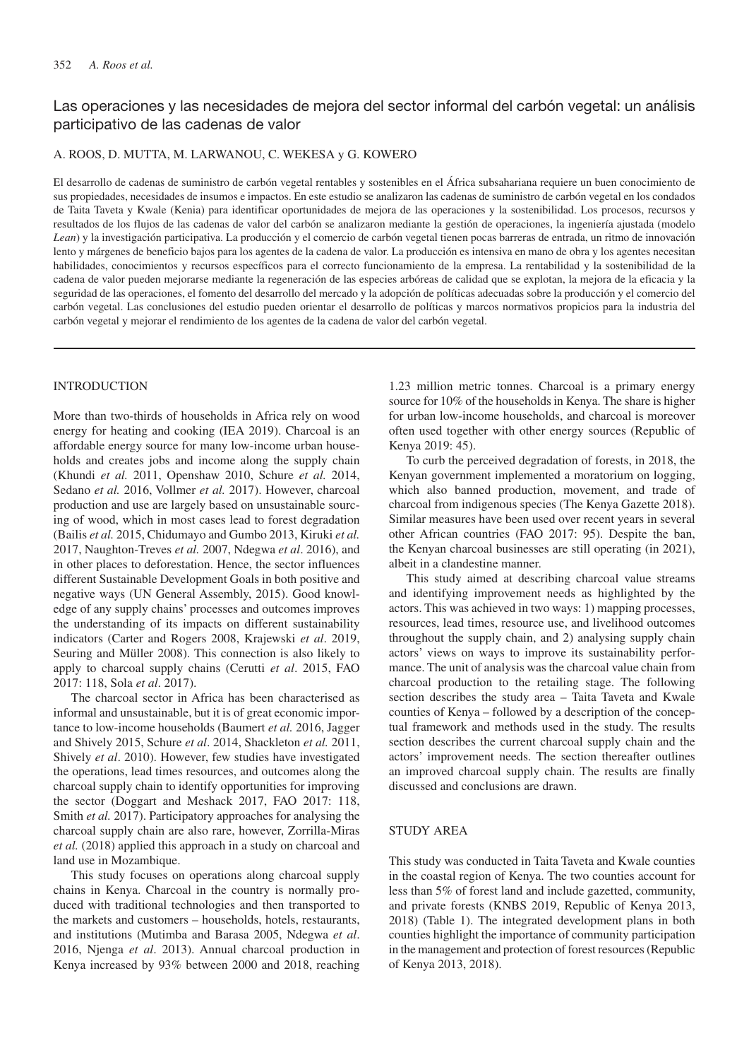## Las operaciones y las necesidades de mejora del sector informal del carbón vegetal: un análisis participativo de las cadenas de valor

A. ROOS, D. MUTTA, M. LARWANOU, C. WEKESA y G. KOWERO

El desarrollo de cadenas de suministro de carbón vegetal rentables y sostenibles en el África subsahariana requiere un buen conocimiento de sus propiedades, necesidades de insumos e impactos. En este estudio se analizaron las cadenas de suministro de carbón vegetal en los condados de Taita Taveta y Kwale (Kenia) para identificar oportunidades de mejora de las operaciones y la sostenibilidad. Los procesos, recursos y resultados de los flujos de las cadenas de valor del carbón se analizaron mediante la gestión de operaciones, la ingeniería ajustada (modelo *Lean*) y la investigación participativa. La producción y el comercio de carbón vegetal tienen pocas barreras de entrada, un ritmo de innovación lento y márgenes de beneficio bajos para los agentes de la cadena de valor. La producción es intensiva en mano de obra y los agentes necesitan habilidades, conocimientos y recursos específicos para el correcto funcionamiento de la empresa. La rentabilidad y la sostenibilidad de la cadena de valor pueden mejorarse mediante la regeneración de las especies arbóreas de calidad que se explotan, la mejora de la eficacia y la seguridad de las operaciones, el fomento del desarrollo del mercado y la adopción de políticas adecuadas sobre la producción y el comercio del carbón vegetal. Las conclusiones del estudio pueden orientar el desarrollo de políticas y marcos normativos propicios para la industria del carbón vegetal y mejorar el rendimiento de los agentes de la cadena de valor del carbón vegetal.

---

## INTRODUCTION

More than two-thirds of households in Africa rely on wood energy for heating and cooking (IEA 2019). Charcoal is an affordable energy source for many low-income urban households and creates jobs and income along the supply chain (Khundi *et al.* 2011, Openshaw 2010, Schure *et al.* 2014, Sedano *et al.* 2016, Vollmer *et al.* 2017). However, charcoal production and use are largely based on unsustainable sourcing of wood, which in most cases lead to forest degradation (Bailis *et al.* 2015, Chidumayo and Gumbo 2013, Kiruki *et al.* 2017, Naughton-Treves *et al.* 2007, Ndegwa *et al*. 2016), and in other places to deforestation. Hence, the sector influences different Sustainable Development Goals in both positive and negative ways (UN General Assembly, 2015). Good knowledge of any supply chains' processes and outcomes improves the understanding of its impacts on different sustainability indicators (Carter and Rogers 2008, Krajewski *et al*. 2019, Seuring and Müller 2008). This connection is also likely to apply to charcoal supply chains (Cerutti *et al*. 2015, FAO 2017: 118, Sola *et al*. 2017).

The charcoal sector in Africa has been characterised as informal and unsustainable, but it is of great economic importance to low-income households (Baumert *et al.* 2016, Jagger and Shively 2015, Schure *et al*. 2014, Shackleton *et al.* 2011, Shively *et al*. 2010). However, few studies have investigated the operations, lead times resources, and outcomes along the charcoal supply chain to identify opportunities for improving the sector (Doggart and Meshack 2017, FAO 2017: 118, Smith *et al.* 2017). Participatory approaches for analysing the charcoal supply chain are also rare, however, Zorrilla-Miras *et al.* (2018) applied this approach in a study on charcoal and land use in Mozambique.

This study focuses on operations along charcoal supply chains in Kenya. Charcoal in the country is normally produced with traditional technologies and then transported to the markets and customers – households, hotels, restaurants, and institutions (Mutimba and Barasa 2005, Ndegwa *et al*. 2016, Njenga *et al*. 2013). Annual charcoal production in Kenya increased by 93% between 2000 and 2018, reaching 1.23 million metric tonnes. Charcoal is a primary energy source for 10% of the households in Kenya. The share is higher for urban low-income households, and charcoal is moreover often used together with other energy sources (Republic of Kenya 2019: 45).

To curb the perceived degradation of forests, in 2018, the Kenyan government implemented a moratorium on logging, which also banned production, movement, and trade of charcoal from indigenous species (The Kenya Gazette 2018). Similar measures have been used over recent years in several other African countries (FAO 2017: 95). Despite the ban, the Kenyan charcoal businesses are still operating (in 2021), albeit in a clandestine manner.

This study aimed at describing charcoal value streams and identifying improvement needs as highlighted by the actors. This was achieved in two ways: 1) mapping processes, resources, lead times, resource use, and livelihood outcomes throughout the supply chain, and 2) analysing supply chain actors' views on ways to improve its sustainability performance. The unit of analysis was the charcoal value chain from charcoal production to the retailing stage. The following section describes the study area – Taita Taveta and Kwale counties of Kenya – followed by a description of the conceptual framework and methods used in the study. The results section describes the current charcoal supply chain and the actors' improvement needs. The section thereafter outlines an improved charcoal supply chain. The results are finally discussed and conclusions are drawn.

## STUDY AREA

This study was conducted in Taita Taveta and Kwale counties in the coastal region of Kenya. The two counties account for less than 5% of forest land and include gazetted, community, and private forests (KNBS 2019, Republic of Kenya 2013, 2018) (Table 1). The integrated development plans in both counties highlight the importance of community participation in the management and protection of forest resources (Republic of Kenya 2013, 2018).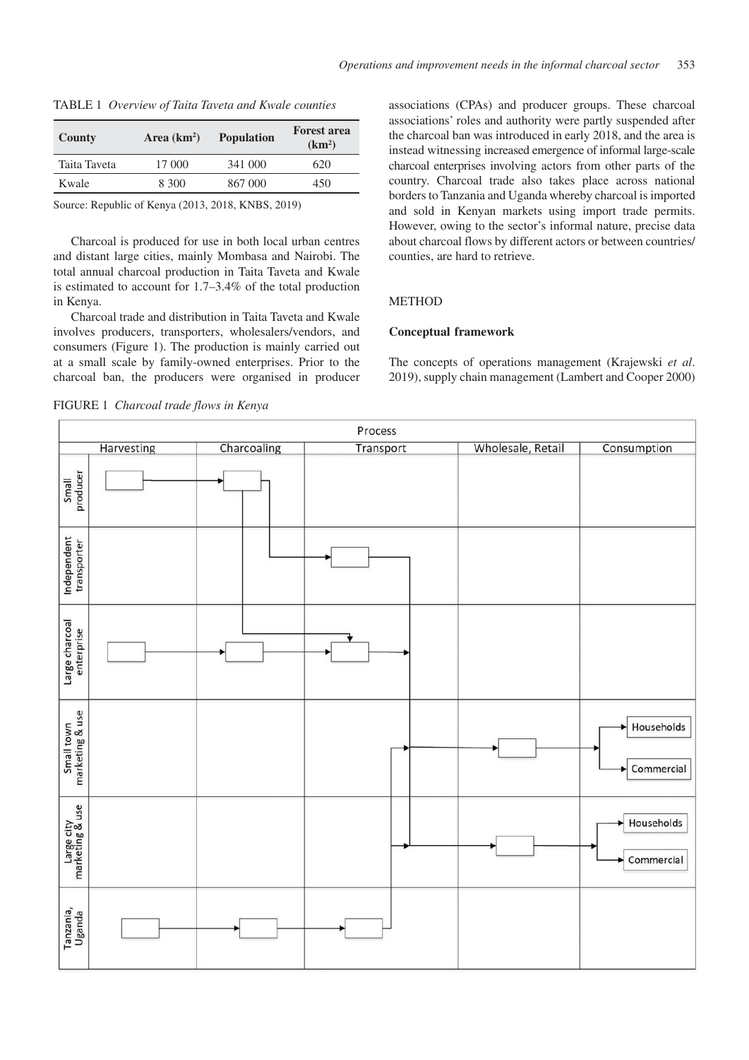TABLE 1 *Overview of Taita Taveta and Kwale counties*

| County | Area (km²) | Population | Forest area (km²) |
|---|---|---|---|
| Taita Taveta | 17 000 | 341 000 | 620 |
| Kwale | 8 300 | 867 000 | 450 |

Source: Republic of Kenya (2013, 2018, KNBS, 2019)

Charcoal is produced for use in both local urban centres and distant large cities, mainly Mombasa and Nairobi. The total annual charcoal production in Taita Taveta and Kwale is estimated to account for 1.7–3.4% of the total production in Kenya.

Charcoal trade and distribution in Taita Taveta and Kwale involves producers, transporters, wholesalers/vendors, and consumers (Figure 1). The production is mainly carried out at a small scale by family-owned enterprises. Prior to the charcoal ban, the producers were organised in producer associations (CPAs) and producer groups. These charcoal associations' roles and authority were partly suspended after the charcoal ban was introduced in early 2018, and the area is instead witnessing increased emergence of informal large-scale charcoal enterprises involving actors from other parts of the country. Charcoal trade also takes place across national borders to Tanzania and Uganda whereby charcoal is imported and sold in Kenyan markets using import trade permits. However, owing to the sector's informal nature, precise data about charcoal flows by different actors or between countries/counties, are hard to retrieve.

FIGURE 1 *Charcoal trade flows in Kenya*

## METHOD

### Conceptual framework

The concepts of operations management (Krajewski *et al*. 2019), supply chain management (Lambert and Cooper 2000)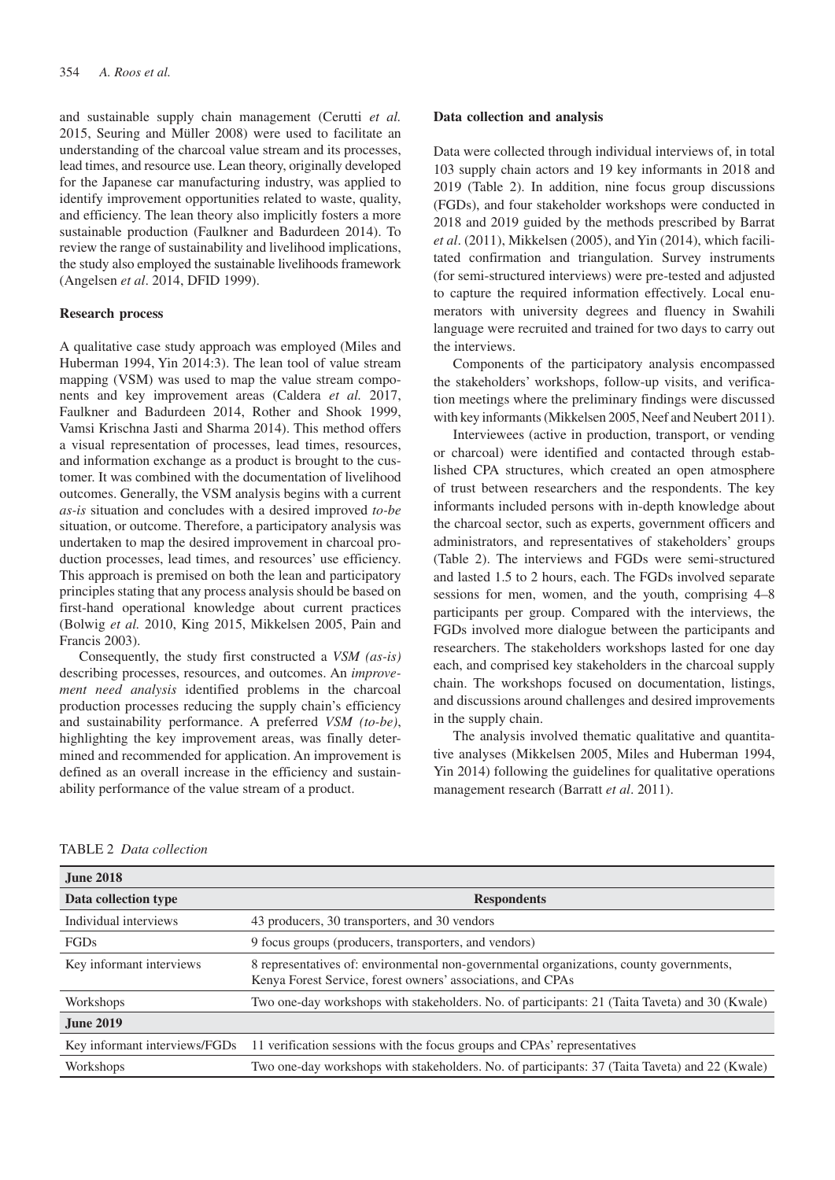and sustainable supply chain management (Cerutti *et al.* 2015, Seuring and Müller 2008) were used to facilitate an understanding of the charcoal value stream and its processes, lead times, and resource use. Lean theory, originally developed for the Japanese car manufacturing industry, was applied to identify improvement opportunities related to waste, quality, and efficiency. The lean theory also implicitly fosters a more sustainable production (Faulkner and Badurdeen 2014). To review the range of sustainability and livelihood implications, the study also employed the sustainable livelihoods framework (Angelsen *et al*. 2014, DFID 1999).

## Research process

A qualitative case study approach was employed (Miles and Huberman 1994, Yin 2014:3). The lean tool of value stream mapping (VSM) was used to map the value stream components and key improvement areas (Caldera *et al.* 2017, Faulkner and Badurdeen 2014, Rother and Shook 1999, Vamsi Krischna Jasti and Sharma 2014). This method offers a visual representation of processes, lead times, resources, and information exchange as a product is brought to the customer. It was combined with the documentation of livelihood outcomes. Generally, the VSM analysis begins with a current *as-is* situation and concludes with a desired improved *to-be* situation, or outcome. Therefore, a participatory analysis was undertaken to map the desired improvement in charcoal production processes, lead times, and resources' use efficiency. This approach is premised on both the lean and participatory principles stating that any process analysis should be based on first-hand operational knowledge about current practices (Bolwig *et al.* 2010, King 2015, Mikkelsen 2005, Pain and Francis 2003).

Consequently, the study first constructed a *VSM (as-is)* describing processes, resources, and outcomes. An *improvement need analysis* identified problems in the charcoal production processes reducing the supply chain's efficiency and sustainability performance. A preferred *VSM (to-be)*, highlighting the key improvement areas, was finally determined and recommended for application. An improvement is defined as an overall increase in the efficiency and sustainability performance of the value stream of a product.

## Data collection and analysis

Data were collected through individual interviews of, in total 103 supply chain actors and 19 key informants in 2018 and 2019 (Table 2). In addition, nine focus group discussions (FGDs), and four stakeholder workshops were conducted in 2018 and 2019 guided by the methods prescribed by Barrat *et al*. (2011), Mikkelsen (2005), and Yin (2014), which facilitated confirmation and triangulation. Survey instruments (for semi-structured interviews) were pre-tested and adjusted to capture the required information effectively. Local enumerators with university degrees and fluency in Swahili language were recruited and trained for two days to carry out the interviews.

Components of the participatory analysis encompassed the stakeholders' workshops, follow-up visits, and verification meetings where the preliminary findings were discussed with key informants (Mikkelsen 2005, Neef and Neubert 2011).

Interviewees (active in production, transport, or vending or charcoal) were identified and contacted through established CPA structures, which created an open atmosphere of trust between researchers and the respondents. The key informants included persons with in-depth knowledge about the charcoal sector, such as experts, government officers and administrators, and representatives of stakeholders' groups (Table 2). The interviews and FGDs were semi-structured and lasted 1.5 to 2 hours, each. The FGDs involved separate sessions for men, women, and the youth, comprising 4–8 participants per group. Compared with the interviews, the FGDs involved more dialogue between the participants and researchers. The stakeholders workshops lasted for one day each, and comprised key stakeholders in the charcoal supply chain. The workshops focused on documentation, listings, and discussions around challenges and desired improvements in the supply chain.

The analysis involved thematic qualitative and quantitative analyses (Mikkelsen 2005, Miles and Huberman 1994, Yin 2014) following the guidelines for qualitative operations management research (Barratt *et al*. 2011).

TABLE 2 *Data collection*

| **June 2018** | |
|---|---|
| **Data collection type** | **Respondents** |
| Individual interviews | 43 producers, 30 transporters, and 30 vendors |
| FGDs | 9 focus groups (producers, transporters, and vendors) |
| Key informant interviews | 8 representatives of: environmental non-governmental organizations, county governments, Kenya Forest Service, forest owners' associations, and CPAs |
| Workshops | Two one-day workshops with stakeholders. No. of participants: 21 (Taita Taveta) and 30 (Kwale) |
| **June 2019** | |
| Key informant interviews/FGDs | 11 verification sessions with the focus groups and CPAs' representatives |
| Workshops | Two one-day workshops with stakeholders. No. of participants: 37 (Taita Taveta) and 22 (Kwale) |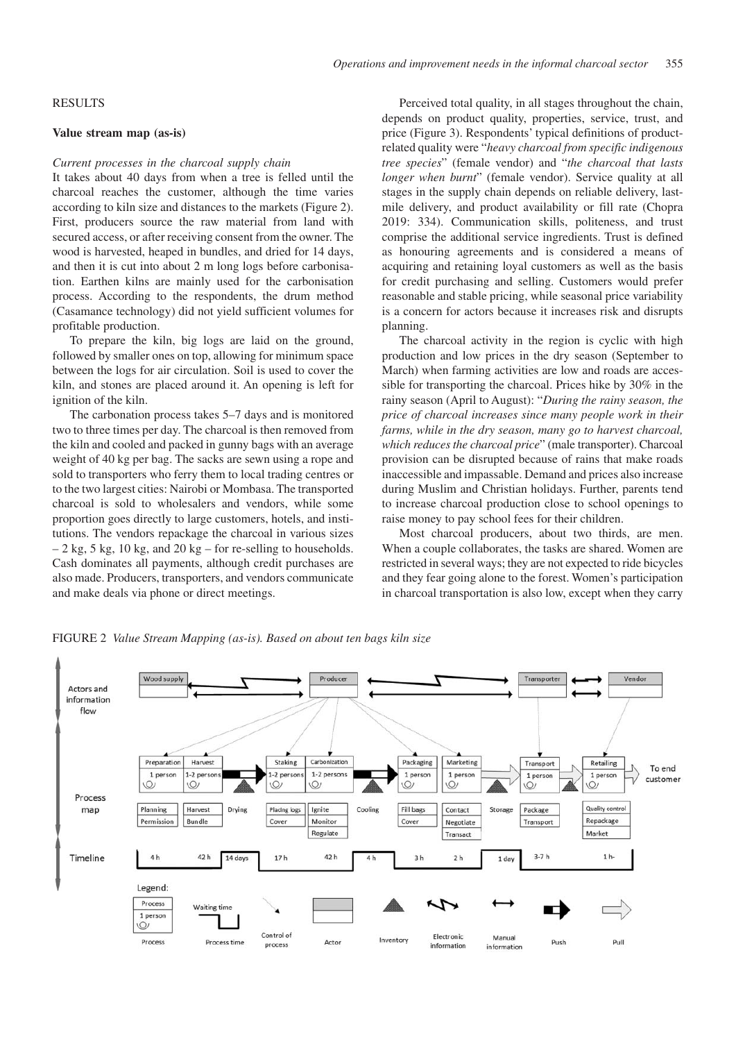## RESULTS

### Value stream map (as-is)

*Current processes in the charcoal supply chain*

It takes about 40 days from when a tree is felled until the charcoal reaches the customer, although the time varies according to kiln size and distances to the markets (Figure 2). First, producers source the raw material from land with secured access, or after receiving consent from the owner. The wood is harvested, heaped in bundles, and dried for 14 days, and then it is cut into about 2 m long logs before carbonisation. Earthen kilns are mainly used for the carbonisation process. According to the respondents, the drum method (Casamance technology) did not yield sufficient volumes for profitable production.

To prepare the kiln, big logs are laid on the ground, followed by smaller ones on top, allowing for minimum space between the logs for air circulation. Soil is used to cover the kiln, and stones are placed around it. An opening is left for ignition of the kiln.

The carbonation process takes 5–7 days and is monitored two to three times per day. The charcoal is then removed from the kiln and cooled and packed in gunny bags with an average weight of 40 kg per bag. The sacks are sewn using a rope and sold to transporters who ferry them to local trading centres or to the two largest cities: Nairobi or Mombasa. The transported charcoal is sold to wholesalers and vendors, while some proportion goes directly to large customers, hotels, and institutions. The vendors repackage the charcoal in various sizes – 2 kg, 5 kg, 10 kg, and 20 kg – for re-selling to households. Cash dominates all payments, although credit purchases are also made. Producers, transporters, and vendors communicate and make deals via phone or direct meetings.

Perceived total quality, in all stages throughout the chain, depends on product quality, properties, service, trust, and price (Figure 3). Respondents' typical definitions of product-related quality were "*heavy charcoal from specific indigenous tree species*" (female vendor) and "*the charcoal that lasts longer when burnt*" (female vendor). Service quality at all stages in the supply chain depends on reliable delivery, last-mile delivery, and product availability or fill rate (Chopra 2019: 334). Communication skills, politeness, and trust comprise the additional service ingredients. Trust is defined as honouring agreements and is considered a means of acquiring and retaining loyal customers as well as the basis for credit purchasing and selling. Customers would prefer reasonable and stable pricing, while seasonal price variability is a concern for actors because it increases risk and disrupts planning.

The charcoal activity in the region is cyclic with high production and low prices in the dry season (September to March) when farming activities are low and roads are accessible for transporting the charcoal. Prices hike by 30% in the rainy season (April to August): "*During the rainy season, the price of charcoal increases since many people work in their farms, while in the dry season, many go to harvest charcoal, which reduces the charcoal price*" (male transporter). Charcoal provision can be disrupted because of rains that make roads inaccessible and impassable. Demand and prices also increase during Muslim and Christian holidays. Further, parents tend to increase charcoal production close to school openings to raise money to pay school fees for their children.

Most charcoal producers, about two thirds, are men. When a couple collaborates, the tasks are shared. Women are restricted in several ways; they are not expected to ride bicycles and they fear going alone to the forest. Women's participation in charcoal transportation is also low, except when they carry

FIGURE 2 *Value Stream Mapping (as-is). Based on about ten bags kiln size*

| Process | Preparation | Harvest | Drying | Staking | Carbonization | Cooling | Packaging | Marketing | Storage | Transport | Retailing |
|---|---|---|---|---|---|---|---|---|---|---|---|
| Persons | 1 person | 1-2 persons | | 1-2 persons | 1-2 persons | | 1 person | 1 person | | 1 person | 1 person |
| Activities | Planning, Permission | Harvest, Bundle | | Placing logs, Cover | Ignite, Monitor, Regulate | | Fill bags, Cover | Contact, Negotiate, Transact | | Package, Transport | Quality control, Repackage, Market |
| Timeline | 4 h | 42 h | 14 days | 17 h | 42 h | 4 h | 3 h | 2 h | 1 day | 3-7 h | 1 h- |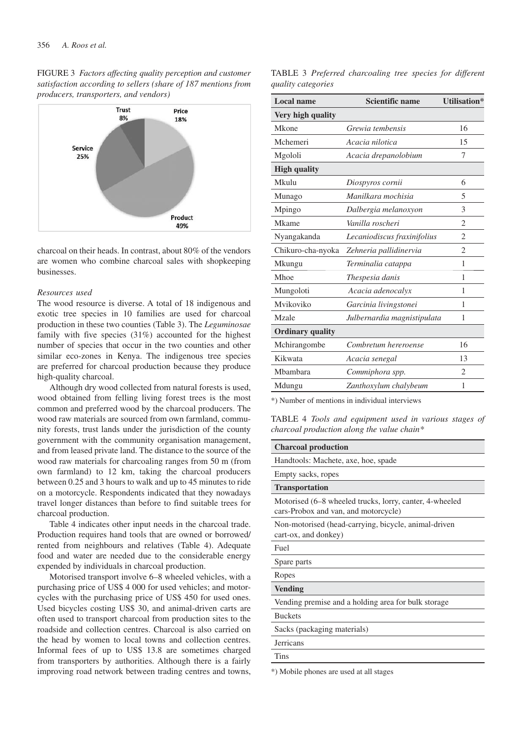FIGURE 3 *Factors affecting quality perception and customer satisfaction according to sellers (share of 187 mentions from producers, transporters, and vendors)*

charcoal on their heads. In contrast, about 80% of the vendors are women who combine charcoal sales with shopkeeping businesses.

*Resources used*

The wood resource is diverse. A total of 18 indigenous and exotic tree species in 10 families are used for charcoal production in these two counties (Table 3). The *Leguminosae* family with five species (31%) accounted for the highest number of species that occur in the two counties and other similar eco-zones in Kenya. The indigenous tree species are preferred for charcoal production because they produce high-quality charcoal.

Although dry wood collected from natural forests is used, wood obtained from felling living forest trees is the most common and preferred wood by the charcoal producers. The wood raw materials are sourced from own farmland, community forests, trust lands under the jurisdiction of the county government with the community organisation management, and from leased private land. The distance to the source of the wood raw materials for charcoaling ranges from 50 m (from own farmland) to 12 km, taking the charcoal producers between 0.25 and 3 hours to walk and up to 45 minutes to ride on a motorcycle. Respondents indicated that they nowadays travel longer distances than before to find suitable trees for charcoal production.

Table 4 indicates other input needs in the charcoal trade. Production requires hand tools that are owned or borrowed/rented from neighbours and relatives (Table 4). Adequate food and water are needed due to the considerable energy expended by individuals in charcoal production.

Motorised transport involve 6–8 wheeled vehicles, with a purchasing price of US$ 4 000 for used vehicles; and motorcycles with the purchasing price of US$ 450 for used ones. Used bicycles costing US$ 30, and animal-driven carts are often used to transport charcoal from production sites to the roadside and collection centres. Charcoal is also carried on the head by women to local towns and collection centres. Informal fees of up to US$ 13.8 are sometimes charged from transporters by authorities. Although there is a fairly improving road network between trading centres and towns,

TABLE 3 *Preferred charcoaling tree species for different quality categories*

| Local name | Scientific name | Utilisation* |
|---|---|---|
| **Very high quality** | | |
| Mkone | *Grewia tembensis* | 16 |
| Mchemeri | *Acacia nilotica* | 15 |
| Mgololi | *Acacia drepanolobium* | 7 |
| **High quality** | | |
| Mkulu | *Diospyros cornii* | 6 |
| Munago | *Manilkara mochisia* | 5 |
| Mpingo | *Dalbergia melanoxyon* | 3 |
| Mkame | *Vanilla roscheri* | 2 |
| Nyangakanda | *Lecaniodiscus fraxinifolius* | 2 |
| Chikuro-cha-nyoka | *Zehneria pallidinervia* | 2 |
| Mkungu | *Terminalia catappa* | 1 |
| Mhoe | *Thespesia danis* | 1 |
| Mungoloti | *Acacia adenocalyx* | 1 |
| Mvikoviko | *Garcinia livingstonei* | 1 |
| Mzale | *Julbernardia magnistipulata* | 1 |
| **Ordinary quality** | | |
| Mchirangombe | *Combretum hereroense* | 16 |
| Kikwata | *Acacia senegal* | 13 |
| Mbambara | *Commiphora spp.* | 2 |
| Mdungu | *Zanthoxylum chalybeum* | 1 |

*) Number of mentions in individual interviews

TABLE 4 *Tools and equipment used in various stages of charcoal production along the value chain**

| **Charcoal production** |
|---|
| Handtools: Machete, axe, hoe, spade |
| Empty sacks, ropes |
| **Transportation** |
| Motorised (6–8 wheeled trucks, lorry, canter, 4-wheeled cars-Probox and van, and motorcycle) |
| Non-motorised (head-carrying, bicycle, animal-driven cart-ox, and donkey) |
| Fuel |
| Spare parts |
| Ropes |
| **Vending** |
| Vending premise and a holding area for bulk storage |
| Buckets |
| Sacks (packaging materials) |
| Jerricans |
| Tins |

*) Mobile phones are used at all stages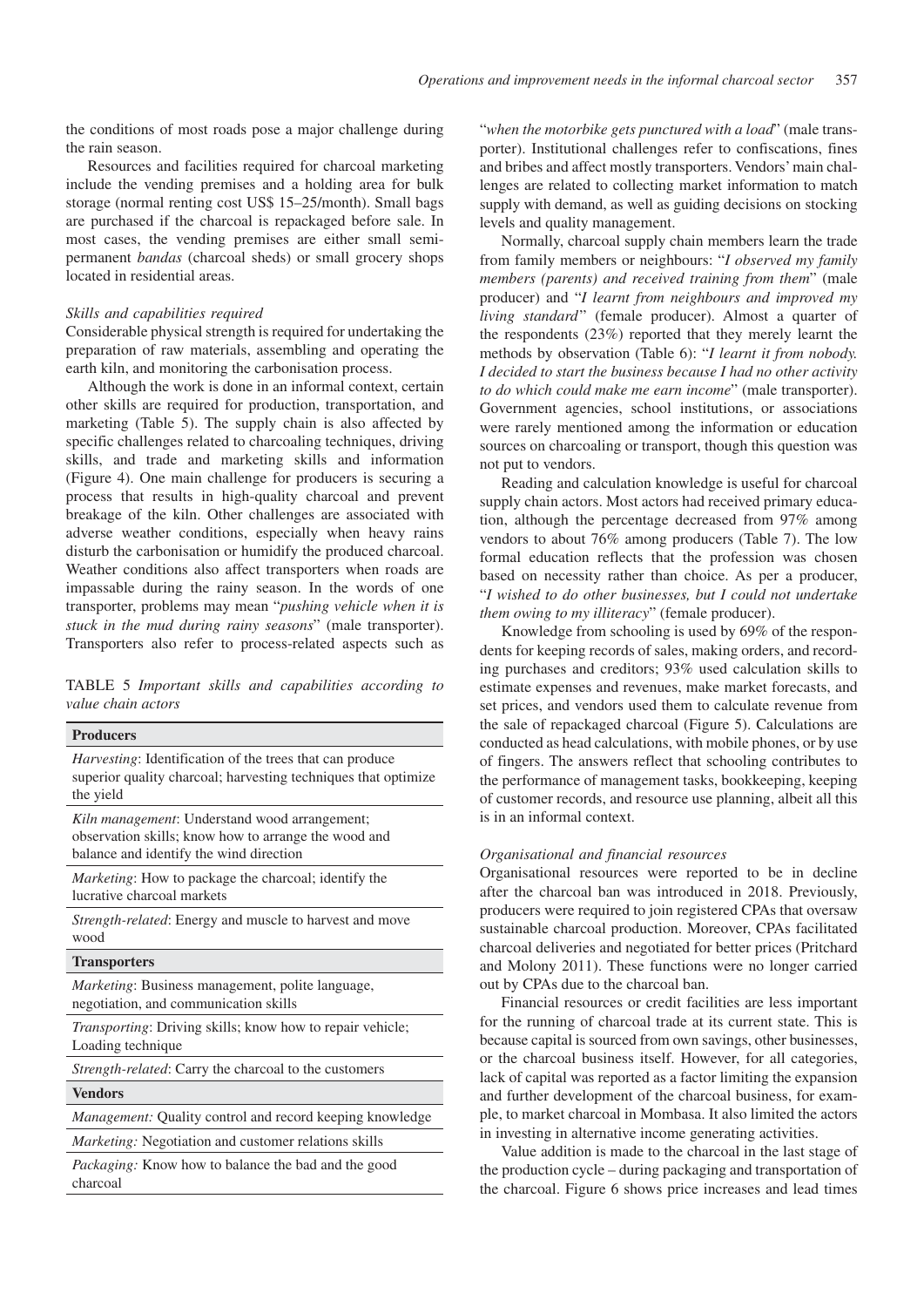the conditions of most roads pose a major challenge during the rain season.

Resources and facilities required for charcoal marketing include the vending premises and a holding area for bulk storage (normal renting cost US$ 15–25/month). Small bags are purchased if the charcoal is repackaged before sale. In most cases, the vending premises are either small semi-permanent *bandas* (charcoal sheds) or small grocery shops located in residential areas.

*Skills and capabilities required*

Considerable physical strength is required for undertaking the preparation of raw materials, assembling and operating the earth kiln, and monitoring the carbonisation process.

Although the work is done in an informal context, certain other skills are required for production, transportation, and marketing (Table 5). The supply chain is also affected by specific challenges related to charcoaling techniques, driving skills, and trade and marketing skills and information (Figure 4). One main challenge for producers is securing a process that results in high-quality charcoal and prevent breakage of the kiln. Other challenges are associated with adverse weather conditions, especially when heavy rains disturb the carbonisation or humidify the produced charcoal. Weather conditions also affect transporters when roads are impassable during the rainy season. In the words of one transporter, problems may mean "*pushing vehicle when it is stuck in the mud during rainy seasons*" (male transporter). Transporters also refer to process-related aspects such as "*when the motorbike gets punctured with a load*" (male transporter). Institutional challenges refer to confiscations, fines and bribes and affect mostly transporters. Vendors' main challenges are related to collecting market information to match supply with demand, as well as guiding decisions on stocking levels and quality management.

TABLE 5 *Important skills and capabilities according to value chain actors*

| **Producers** |
|---|
| *Harvesting*: Identification of the trees that can produce superior quality charcoal; harvesting techniques that optimize the yield |
| *Kiln management*: Understand wood arrangement; observation skills; know how to arrange the wood and balance and identify the wind direction |
| *Marketing*: How to package the charcoal; identify the lucrative charcoal markets |
| *Strength-related*: Energy and muscle to harvest and move wood |
| **Transporters** |
| *Marketing*: Business management, polite language, negotiation, and communication skills |
| *Transporting*: Driving skills; know how to repair vehicle; Loading technique |
| *Strength-related*: Carry the charcoal to the customers |
| **Vendors** |
| *Management:* Quality control and record keeping knowledge |
| *Marketing:* Negotiation and customer relations skills |
| *Packaging:* Know how to balance the bad and the good charcoal |

Normally, charcoal supply chain members learn the trade from family members or neighbours: "*I observed my family members (parents) and received training from them*" (male producer) and "*I learnt from neighbours and improved my living standard*" (female producer). Almost a quarter of the respondents (23%) reported that they merely learnt the methods by observation (Table 6): "*I learnt it from nobody. I decided to start the business because I had no other activity to do which could make me earn income*" (male transporter). Government agencies, school institutions, or associations were rarely mentioned among the information or education sources on charcoaling or transport, though this question was not put to vendors.

Reading and calculation knowledge is useful for charcoal supply chain actors. Most actors had received primary education, although the percentage decreased from 97% among vendors to about 76% among producers (Table 7). The low formal education reflects that the profession was chosen based on necessity rather than choice. As per a producer, "*I wished to do other businesses, but I could not undertake them owing to my illiteracy*" (female producer).

Knowledge from schooling is used by 69% of the respondents for keeping records of sales, making orders, and recording purchases and creditors; 93% used calculation skills to estimate expenses and revenues, make market forecasts, and set prices, and vendors used them to calculate revenue from the sale of repackaged charcoal (Figure 5). Calculations are conducted as head calculations, with mobile phones, or by use of fingers. The answers reflect that schooling contributes to the performance of management tasks, bookkeeping, keeping of customer records, and resource use planning, albeit all this is in an informal context.

*Organisational and financial resources*

Organisational resources were reported to be in decline after the charcoal ban was introduced in 2018. Previously, producers were required to join registered CPAs that oversaw sustainable charcoal production. Moreover, CPAs facilitated charcoal deliveries and negotiated for better prices (Pritchard and Molony 2011). These functions were no longer carried out by CPAs due to the charcoal ban.

Financial resources or credit facilities are less important for the running of charcoal trade at its current state. This is because capital is sourced from own savings, other businesses, or the charcoal business itself. However, for all categories, lack of capital was reported as a factor limiting the expansion and further development of the charcoal business, for example, to market charcoal in Mombasa. It also limited the actors in investing in alternative income generating activities.

Value addition is made to the charcoal in the last stage of the production cycle – during packaging and transportation of the charcoal. Figure 6 shows price increases and lead times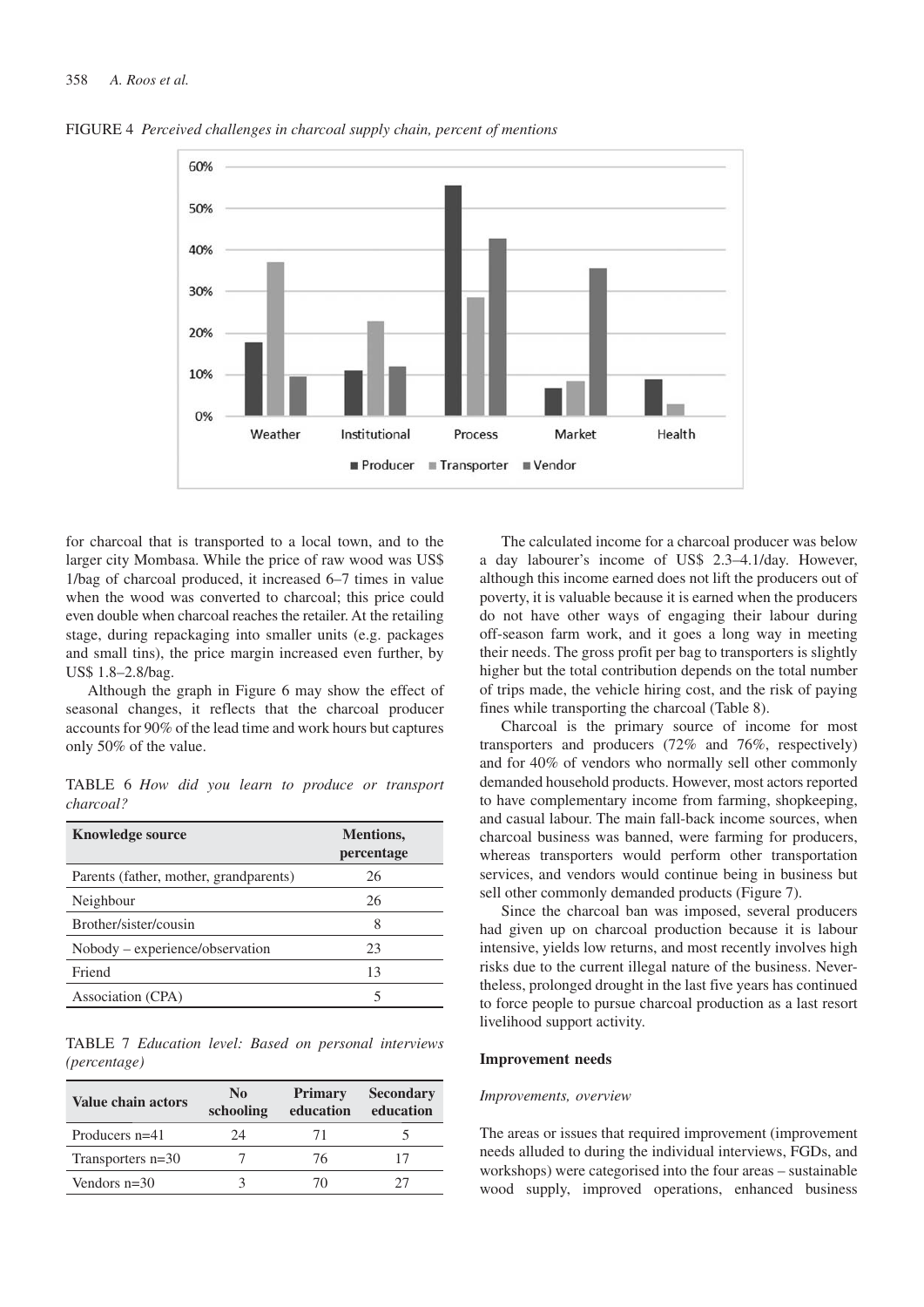FIGURE 4 *Perceived challenges in charcoal supply chain, percent of mentions*

for charcoal that is transported to a local town, and to the larger city Mombasa. While the price of raw wood was US$ 1/bag of charcoal produced, it increased 6–7 times in value when the wood was converted to charcoal; this price could even double when charcoal reaches the retailer. At the retailing stage, during repackaging into smaller units (e.g. packages and small tins), the price margin increased even further, by US$ 1.8–2.8/bag.

Although the graph in Figure 6 may show the effect of seasonal changes, it reflects that the charcoal producer accounts for 90% of the lead time and work hours but captures only 50% of the value.

TABLE 6 *How did you learn to produce or transport charcoal?*

| Knowledge source | Mentions, percentage |
|---|---|
| Parents (father, mother, grandparents) | 26 |
| Neighbour | 26 |
| Brother/sister/cousin | 8 |
| Nobody – experience/observation | 23 |
| Friend | 13 |
| Association (CPA) | 5 |

TABLE 7 *Education level: Based on personal interviews (percentage)*

| Value chain actors | No schooling | Primary education | Secondary education |
|---|---|---|---|
| Producers n=41 | 24 | 71 | 5 |
| Transporters n=30 | 7 | 76 | 17 |
| Vendors n=30 | 3 | 70 | 27 |

The calculated income for a charcoal producer was below a day labourer's income of US$ 2.3–4.1/day. However, although this income earned does not lift the producers out of poverty, it is valuable because it is earned when the producers do not have other ways of engaging their labour during off-season farm work, and it goes a long way in meeting their needs. The gross profit per bag to transporters is slightly higher but the total contribution depends on the total number of trips made, the vehicle hiring cost, and the risk of paying fines while transporting the charcoal (Table 8).

Charcoal is the primary source of income for most transporters and producers (72% and 76%, respectively) and for 40% of vendors who normally sell other commonly demanded household products. However, most actors reported to have complementary income from farming, shopkeeping, and casual labour. The main fall-back income sources, when charcoal business was banned, were farming for producers, whereas transporters would perform other transportation services, and vendors would continue being in business but sell other commonly demanded products (Figure 7).

Since the charcoal ban was imposed, several producers had given up on charcoal production because it is labour intensive, yields low returns, and most recently involves high risks due to the current illegal nature of the business. Nevertheless, prolonged drought in the last five years has continued to force people to pursue charcoal production as a last resort livelihood support activity.

### Improvement needs

#### *Improvements, overview*

The areas or issues that required improvement (improvement needs alluded to during the individual interviews, FGDs, and workshops) were categorised into the four areas – sustainable wood supply, improved operations, enhanced business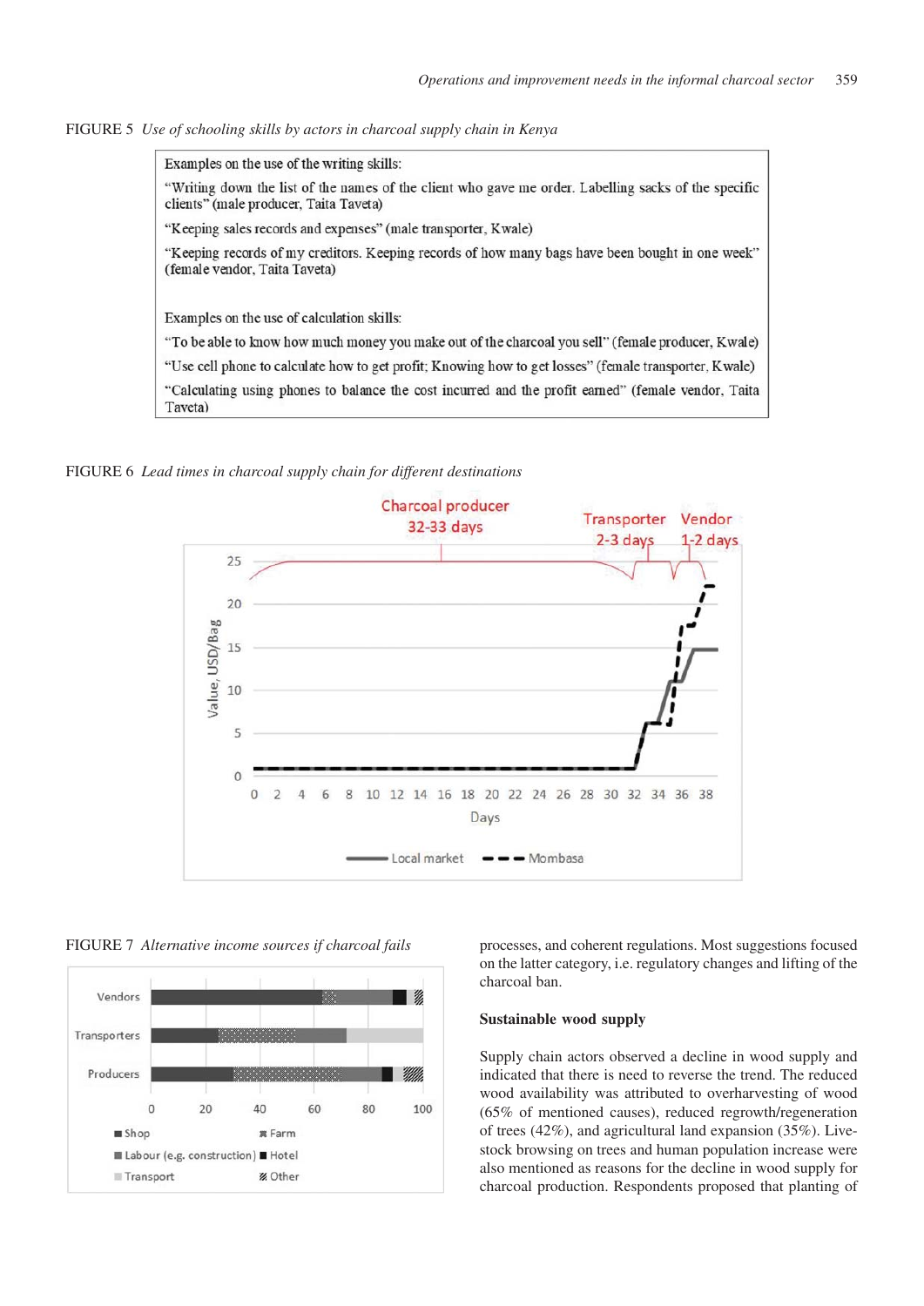FIGURE 5 *Use of schooling skills by actors in charcoal supply chain in Kenya*

Examples on the use of the writing skills:

"Writing down the list of the names of the client who gave me order. Labelling sacks of the specific clients" (male producer, Taita Taveta)

"Keeping sales records and expenses" (male transporter, Kwale)

"Keeping records of my creditors. Keeping records of how many bags have been bought in one week" (female vendor, Taita Taveta)

Examples on the use of calculation skills:

"To be able to know how much money you make out of the charcoal you sell" (female producer, Kwale)

"Use cell phone to calculate how to get profit; Knowing how to get losses" (female transporter, Kwale)

"Calculating using phones to balance the cost incurred and the profit earned" (female vendor, Taita Taveta)

FIGURE 6 *Lead times in charcoal supply chain for different destinations*

FIGURE 7 *Alternative income sources if charcoal fails*

processes, and coherent regulations. Most suggestions focused on the latter category, i.e. regulatory changes and lifting of the charcoal ban.

### Sustainable wood supply

Supply chain actors observed a decline in wood supply and indicated that there is need to reverse the trend. The reduced wood availability was attributed to overharvesting of wood (65% of mentioned causes), reduced regrowth/regeneration of trees (42%), and agricultural land expansion (35%). Livestock browsing on trees and human population increase were also mentioned as reasons for the decline in wood supply for charcoal production. Respondents proposed that planting of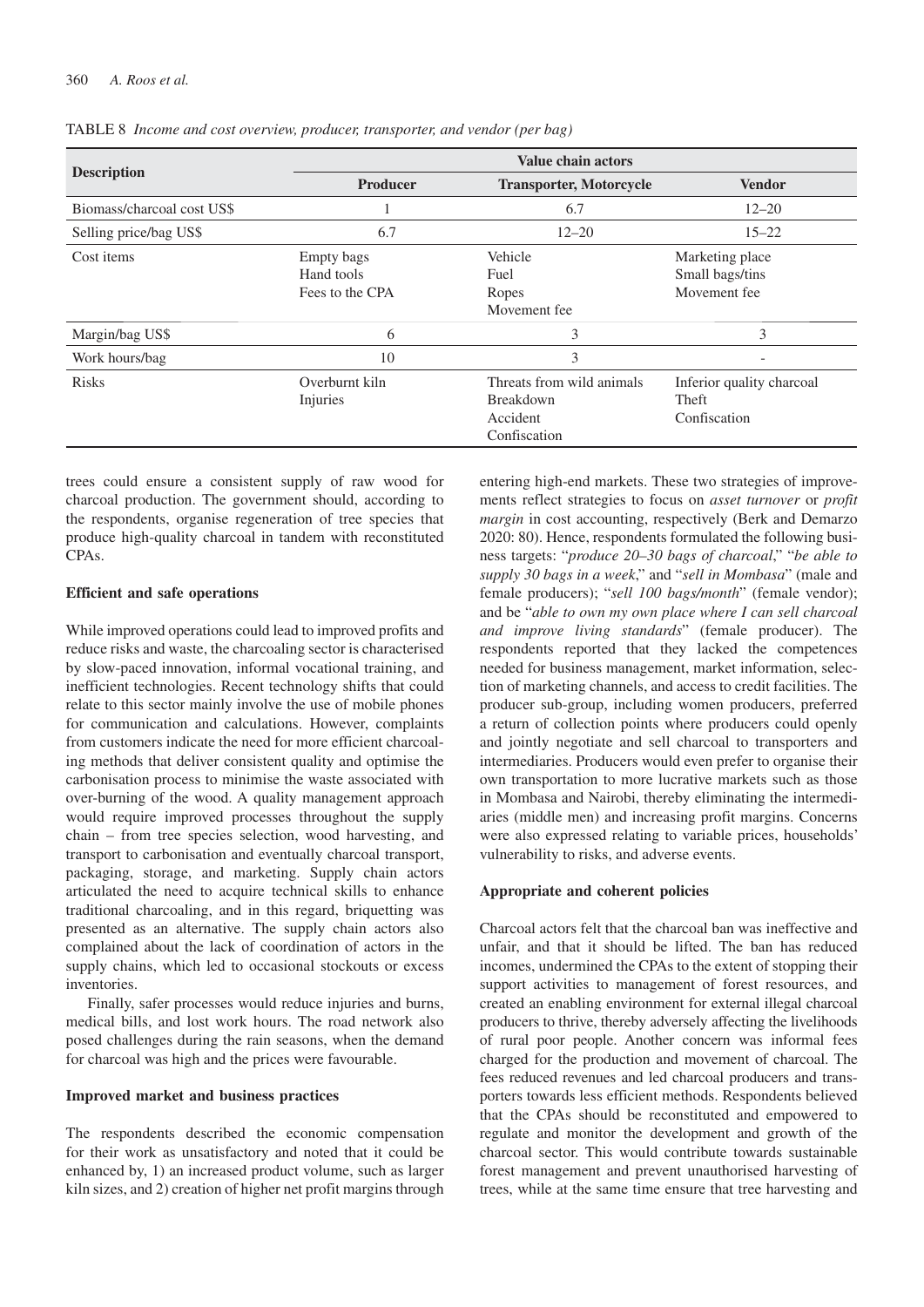TABLE 8 *Income and cost overview, producer, transporter, and vendor (per bag)*

| Description | Value chain actors | | |
|---|---|---|---|
| | Producer | Transporter, Motorcycle | Vendor |
| Biomass/charcoal cost US$ | 1 | 6.7 | 12–20 |
| Selling price/bag US$ | 6.7 | 12–20 | 15–22 |
| Cost items | Empty bags<br>Hand tools<br>Fees to the CPA | Vehicle<br>Fuel<br>Ropes<br>Movement fee | Marketing place<br>Small bags/tins<br>Movement fee |
| Margin/bag US$ | 6 | 3 | 3 |
| Work hours/bag | 10 | 3 | - |
| Risks | Overburnt kiln<br>Injuries | Threats from wild animals<br>Breakdown<br>Accident<br>Confiscation | Inferior quality charcoal<br>Theft<br>Confiscation |

trees could ensure a consistent supply of raw wood for charcoal production. The government should, according to the respondents, organise regeneration of tree species that produce high-quality charcoal in tandem with reconstituted CPAs.

### Efficient and safe operations

While improved operations could lead to improved profits and reduce risks and waste, the charcoaling sector is characterised by slow-paced innovation, informal vocational training, and inefficient technologies. Recent technology shifts that could relate to this sector mainly involve the use of mobile phones for communication and calculations. However, complaints from customers indicate the need for more efficient charcoaling methods that deliver consistent quality and optimise the carbonisation process to minimise the waste associated with over-burning of the wood. A quality management approach would require improved processes throughout the supply chain – from tree species selection, wood harvesting, and transport to carbonisation and eventually charcoal transport, packaging, storage, and marketing. Supply chain actors articulated the need to acquire technical skills to enhance traditional charcoaling, and in this regard, briquetting was presented as an alternative. The supply chain actors also complained about the lack of coordination of actors in the supply chains, which led to occasional stockouts or excess inventories.

Finally, safer processes would reduce injuries and burns, medical bills, and lost work hours. The road network also posed challenges during the rain seasons, when the demand for charcoal was high and the prices were favourable.

### Improved market and business practices

The respondents described the economic compensation for their work as unsatisfactory and noted that it could be enhanced by, 1) an increased product volume, such as larger kiln sizes, and 2) creation of higher net profit margins through entering high-end markets. These two strategies of improvements reflect strategies to focus on *asset turnover* or *profit margin* in cost accounting, respectively (Berk and Demarzo 2020: 80). Hence, respondents formulated the following business targets: "*produce 20–30 bags of charcoal*," "*be able to supply 30 bags in a week*," and "*sell in Mombasa*" (male and female producers); "*sell 100 bags/month*" (female vendor); and be "*able to own my own place where I can sell charcoal and improve living standards*" (female producer). The respondents reported that they lacked the competences needed for business management, market information, selection of marketing channels, and access to credit facilities. The producer sub-group, including women producers, preferred a return of collection points where producers could openly and jointly negotiate and sell charcoal to transporters and intermediaries. Producers would even prefer to organise their own transportation to more lucrative markets such as those in Mombasa and Nairobi, thereby eliminating the intermediaries (middle men) and increasing profit margins. Concerns were also expressed relating to variable prices, households' vulnerability to risks, and adverse events.

### Appropriate and coherent policies

Charcoal actors felt that the charcoal ban was ineffective and unfair, and that it should be lifted. The ban has reduced incomes, undermined the CPAs to the extent of stopping their support activities to management of forest resources, and created an enabling environment for external illegal charcoal producers to thrive, thereby adversely affecting the livelihoods of rural poor people. Another concern was informal fees charged for the production and movement of charcoal. The fees reduced revenues and led charcoal producers and transporters towards less efficient methods. Respondents believed that the CPAs should be reconstituted and empowered to regulate and monitor the development and growth of the charcoal sector. This would contribute towards sustainable forest management and prevent unauthorised harvesting of trees, while at the same time ensure that tree harvesting and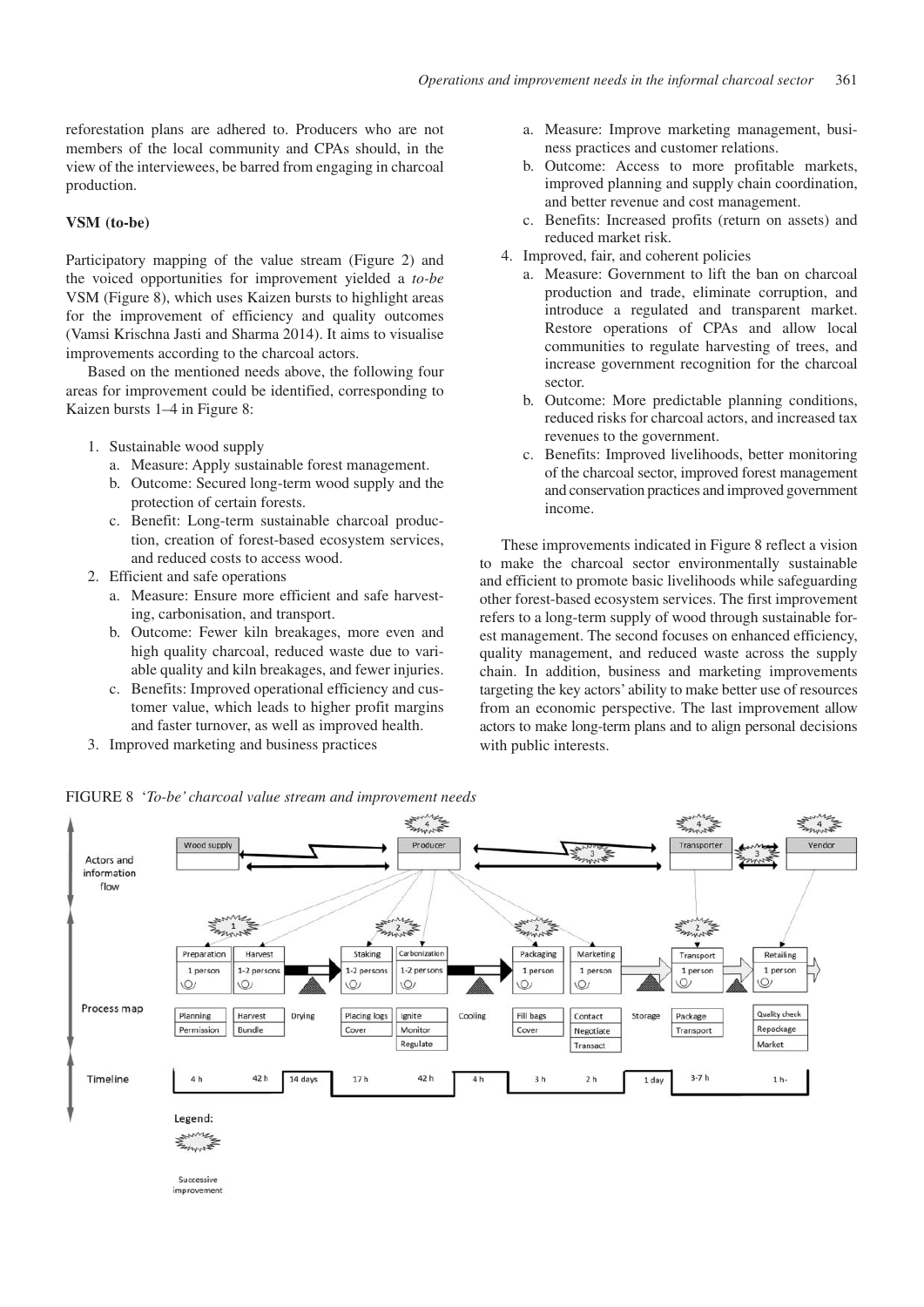reforestation plans are adhered to. Producers who are not members of the local community and CPAs should, in the view of the interviewees, be barred from engaging in charcoal production.

### VSM (to-be)

Participatory mapping of the value stream (Figure 2) and the voiced opportunities for improvement yielded a *to-be* VSM (Figure 8), which uses Kaizen bursts to highlight areas for the improvement of efficiency and quality outcomes (Vamsi Krischna Jasti and Sharma 2014). It aims to visualise improvements according to the charcoal actors.

Based on the mentioned needs above, the following four areas for improvement could be identified, corresponding to Kaizen bursts 1–4 in Figure 8:

1. Sustainable wood supply
   a. Measure: Apply sustainable forest management.
   b. Outcome: Secured long-term wood supply and the protection of certain forests.
   c. Benefit: Long-term sustainable charcoal production, creation of forest-based ecosystem services, and reduced costs to access wood.
2. Efficient and safe operations
   a. Measure: Ensure more efficient and safe harvesting, carbonisation, and transport.
   b. Outcome: Fewer kiln breakages, more even and high quality charcoal, reduced waste due to variable quality and kiln breakages, and fewer injuries.
   c. Benefits: Improved operational efficiency and customer value, which leads to higher profit margins and faster turnover, as well as improved health.
3. Improved marketing and business practices
   a. Measure: Improve marketing management, business practices and customer relations.
   b. Outcome: Access to more profitable markets, improved planning and supply chain coordination, and better revenue and cost management.
   c. Benefits: Increased profits (return on assets) and reduced market risk.
4. Improved, fair, and coherent policies
   a. Measure: Government to lift the ban on charcoal production and trade, eliminate corruption, and introduce a regulated and transparent market. Restore operations of CPAs and allow local communities to regulate harvesting of trees, and increase government recognition for the charcoal sector.
   b. Outcome: More predictable planning conditions, reduced risks for charcoal actors, and increased tax revenues to the government.
   c. Benefits: Improved livelihoods, better monitoring of the charcoal sector, improved forest management and conservation practices and improved government income.

These improvements indicated in Figure 8 reflect a vision to make the charcoal sector environmentally sustainable and efficient to promote basic livelihoods while safeguarding other forest-based ecosystem services. The first improvement refers to a long-term supply of wood through sustainable forest management. The second focuses on enhanced efficiency, quality management, and reduced waste across the supply chain. In addition, business and marketing improvements targeting the key actors' ability to make better use of resources from an economic perspective. The last improvement allow actors to make long-term plans and to align personal decisions with public interests.

FIGURE 8 '*To-be' charcoal value stream and improvement needs*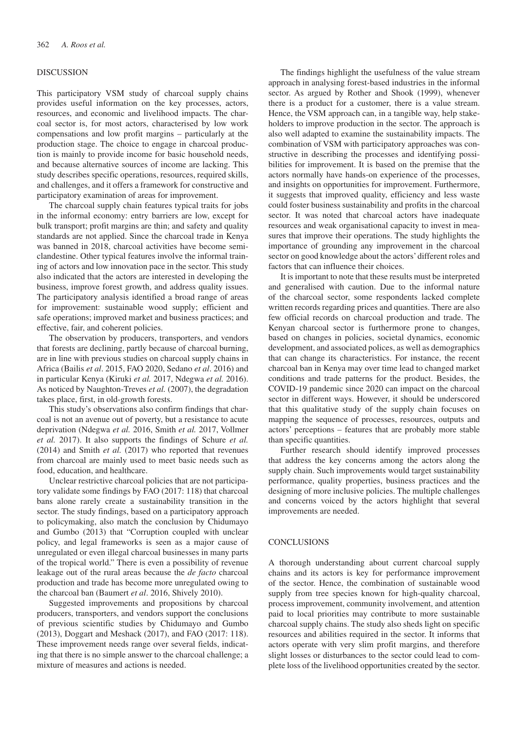## DISCUSSION

This participatory VSM study of charcoal supply chains provides useful information on the key processes, actors, resources, and economic and livelihood impacts. The charcoal sector is, for most actors, characterised by low work compensations and low profit margins – particularly at the production stage. The choice to engage in charcoal production is mainly to provide income for basic household needs, and because alternative sources of income are lacking. This study describes specific operations, resources, required skills, and challenges, and it offers a framework for constructive and participatory examination of areas for improvement.

The charcoal supply chain features typical traits for jobs in the informal economy: entry barriers are low, except for bulk transport; profit margins are thin; and safety and quality standards are not applied. Since the charcoal trade in Kenya was banned in 2018, charcoal activities have become semi-clandestine. Other typical features involve the informal training of actors and low innovation pace in the sector. This study also indicated that the actors are interested in developing the business, improve forest growth, and address quality issues. The participatory analysis identified a broad range of areas for improvement: sustainable wood supply; efficient and safe operations; improved market and business practices; and effective, fair, and coherent policies.

The observation by producers, transporters, and vendors that forests are declining, partly because of charcoal burning, are in line with previous studies on charcoal supply chains in Africa (Bailis *et al*. 2015, FAO 2020, Sedano *et al*. 2016) and in particular Kenya (Kiruki *et al.* 2017, Ndegwa *et al.* 2016). As noticed by Naughton-Treves *et al.* (2007), the degradation takes place, first, in old-growth forests.

This study's observations also confirm findings that charcoal is not an avenue out of poverty, but a resistance to acute deprivation (Ndegwa *et al.* 2016, Smith *et al.* 2017, Vollmer *et al.* 2017). It also supports the findings of Schure *et al.* (2014) and Smith *et al.* (2017) who reported that revenues from charcoal are mainly used to meet basic needs such as food, education, and healthcare.

Unclear restrictive charcoal policies that are not participatory validate some findings by FAO (2017: 118) that charcoal bans alone rarely create a sustainability transition in the sector. The study findings, based on a participatory approach to policymaking, also match the conclusion by Chidumayo and Gumbo (2013) that "Corruption coupled with unclear policy, and legal frameworks is seen as a major cause of unregulated or even illegal charcoal businesses in many parts of the tropical world." There is even a possibility of revenue leakage out of the rural areas because the *de facto* charcoal production and trade has become more unregulated owing to the charcoal ban (Baumert *et al*. 2016, Shively 2010).

Suggested improvements and propositions by charcoal producers, transporters, and vendors support the conclusions of previous scientific studies by Chidumayo and Gumbo (2013), Doggart and Meshack (2017), and FAO (2017: 118). These improvement needs range over several fields, indicating that there is no simple answer to the charcoal challenge; a mixture of measures and actions is needed.

The findings highlight the usefulness of the value stream approach in analysing forest-based industries in the informal sector. As argued by Rother and Shook (1999), whenever there is a product for a customer, there is a value stream. Hence, the VSM approach can, in a tangible way, help stakeholders to improve production in the sector. The approach is also well adapted to examine the sustainability impacts. The combination of VSM with participatory approaches was constructive in describing the processes and identifying possibilities for improvement. It is based on the premise that the actors normally have hands-on experience of the processes, and insights on opportunities for improvement. Furthermore, it suggests that improved quality, efficiency and less waste could foster business sustainability and profits in the charcoal sector. It was noted that charcoal actors have inadequate resources and weak organisational capacity to invest in measures that improve their operations. The study highlights the importance of grounding any improvement in the charcoal sector on good knowledge about the actors' different roles and factors that can influence their choices.

It is important to note that these results must be interpreted and generalised with caution. Due to the informal nature of the charcoal sector, some respondents lacked complete written records regarding prices and quantities. There are also few official records on charcoal production and trade. The Kenyan charcoal sector is furthermore prone to changes, based on changes in policies, societal dynamics, economic development, and associated polices, as well as demographics that can change its characteristics. For instance, the recent charcoal ban in Kenya may over time lead to changed market conditions and trade patterns for the product. Besides, the COVID-19 pandemic since 2020 can impact on the charcoal sector in different ways. However, it should be underscored that this qualitative study of the supply chain focuses on mapping the sequence of processes, resources, outputs and actors' perceptions – features that are probably more stable than specific quantities.

Further research should identify improved processes that address the key concerns among the actors along the supply chain. Such improvements would target sustainability performance, quality properties, business practices and the designing of more inclusive policies. The multiple challenges and concerns voiced by the actors highlight that several improvements are needed.

## CONCLUSIONS

A thorough understanding about current charcoal supply chains and its actors is key for performance improvement of the sector. Hence, the combination of sustainable wood supply from tree species known for high-quality charcoal, process improvement, community involvement, and attention paid to local priorities may contribute to more sustainable charcoal supply chains. The study also sheds light on specific resources and abilities required in the sector. It informs that actors operate with very slim profit margins, and therefore slight losses or disturbances to the sector could lead to complete loss of the livelihood opportunities created by the sector.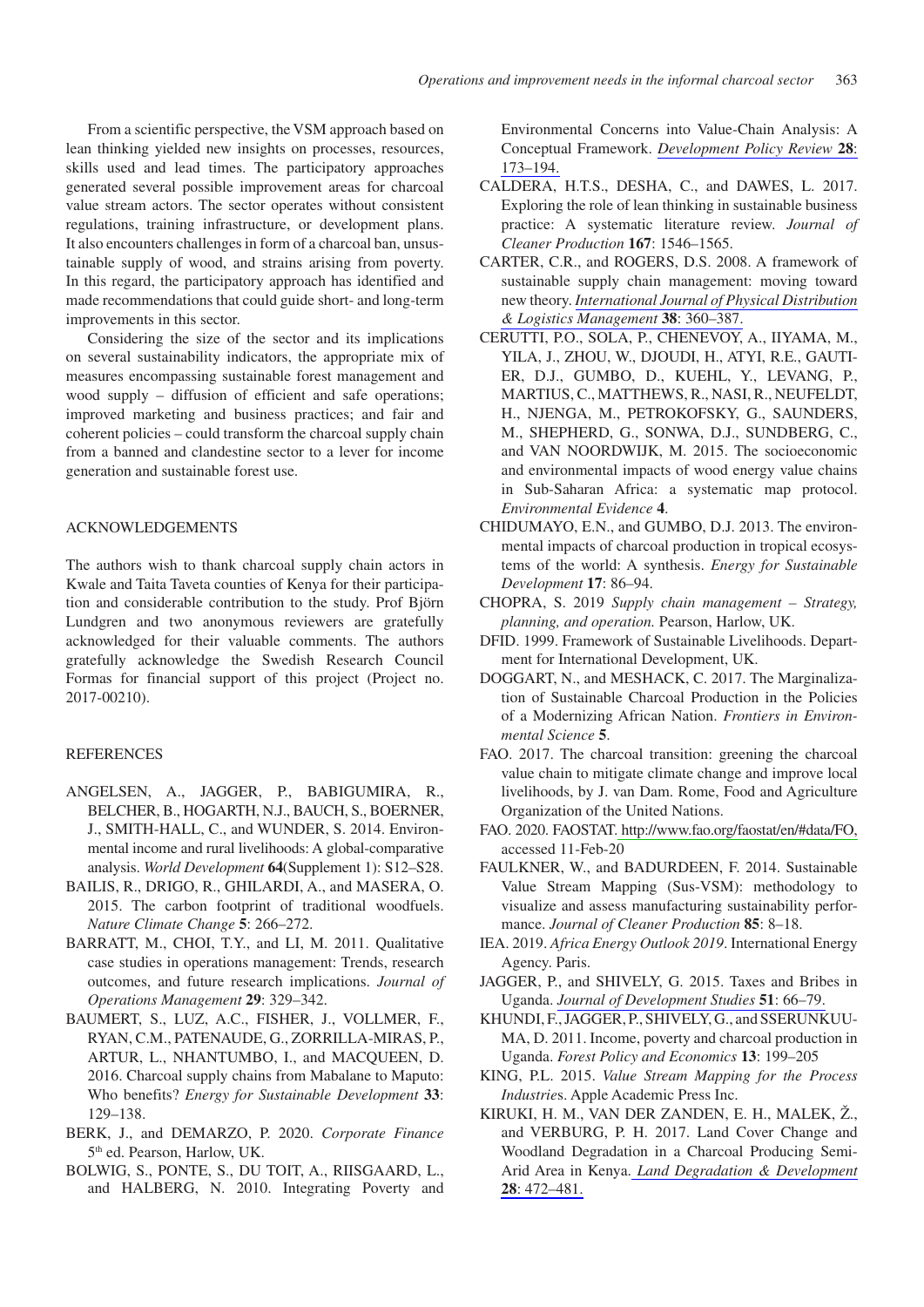From a scientific perspective, the VSM approach based on lean thinking yielded new insights on processes, resources, skills used and lead times. The participatory approaches generated several possible improvement areas for charcoal value stream actors. The sector operates without consistent regulations, training infrastructure, or development plans. It also encounters challenges in form of a charcoal ban, unsustainable supply of wood, and strains arising from poverty. In this regard, the participatory approach has identified and made recommendations that could guide short- and long-term improvements in this sector.

Considering the size of the sector and its implications on several sustainability indicators, the appropriate mix of measures encompassing sustainable forest management and wood supply – diffusion of efficient and safe operations; improved marketing and business practices; and fair and coherent policies – could transform the charcoal supply chain from a banned and clandestine sector to a lever for income generation and sustainable forest use.

## ACKNOWLEDGEMENTS

The authors wish to thank charcoal supply chain actors in Kwale and Taita Taveta counties of Kenya for their participation and considerable contribution to the study. Prof Björn Lundgren and two anonymous reviewers are gratefully acknowledged for their valuable comments. The authors gratefully acknowledge the Swedish Research Council Formas for financial support of this project (Project no. 2017-00210).

## REFERENCES

ANGELSEN, A., JAGGER, P., BABIGUMIRA, R., BELCHER, B., HOGARTH, N.J., BAUCH, S., BOERNER, J., SMITH-HALL, C., and WUNDER, S. 2014. Environmental income and rural livelihoods: A global-comparative analysis. *World Development* **64**(Supplement 1): S12–S28.

BAILIS, R., DRIGO, R., GHILARDI, A., and MASERA, O. 2015. The carbon footprint of traditional woodfuels. *Nature Climate Change* **5**: 266–272.

BARRATT, M., CHOI, T.Y., and LI, M. 2011. Qualitative case studies in operations management: Trends, research outcomes, and future research implications. *Journal of Operations Management* **29**: 329–342.

BAUMERT, S., LUZ, A.C., FISHER, J., VOLLMER, F., RYAN, C.M., PATENAUDE, G., ZORRILLA-MIRAS, P., ARTUR, L., NHANTUMBO, I., and MACQUEEN, D. 2016. Charcoal supply chains from Mabalane to Maputo: Who benefits? *Energy for Sustainable Development* **33**: 129–138.

BERK, J., and DEMARZO, P. 2020. *Corporate Finance* 5th ed. Pearson, Harlow, UK.

BOLWIG, S., PONTE, S., DU TOIT, A., RIISGAARD, L., and HALBERG, N. 2010. Integrating Poverty and Environmental Concerns into Value-Chain Analysis: A Conceptual Framework. *Development Policy Review* **28**: 173–194.

CALDERA, H.T.S., DESHA, C., and DAWES, L. 2017. Exploring the role of lean thinking in sustainable business practice: A systematic literature review. *Journal of Cleaner Production* **167**: 1546–1565.

CARTER, C.R., and ROGERS, D.S. 2008. A framework of sustainable supply chain management: moving toward new theory. *International Journal of Physical Distribution & Logistics Management* **38**: 360–387.

CERUTTI, P.O., SOLA, P., CHENEVOY, A., IIYAMA, M., YILA, J., ZHOU, W., DJOUDI, H., ATYI, R.E., GAUTIER, D.J., GUMBO, D., KUEHL, Y., LEVANG, P., MARTIUS, C., MATTHEWS, R., NASI, R., NEUFELDT, H., NJENGA, M., PETROKOFSKY, G., SAUNDERS, M., SHEPHERD, G., SONWA, D.J., SUNDBERG, C., and VAN NOORDWIJK, M. 2015. The socioeconomic and environmental impacts of wood energy value chains in Sub-Saharan Africa: a systematic map protocol. *Environmental Evidence* **4**.

CHIDUMAYO, E.N., and GUMBO, D.J. 2013. The environmental impacts of charcoal production in tropical ecosystems of the world: A synthesis. *Energy for Sustainable Development* **17**: 86–94.

CHOPRA, S. 2019 *Supply chain management – Strategy, planning, and operation.* Pearson, Harlow, UK.

DFID. 1999. Framework of Sustainable Livelihoods. Department for International Development, UK.

DOGGART, N., and MESHACK, C. 2017. The Marginalization of Sustainable Charcoal Production in the Policies of a Modernizing African Nation. *Frontiers in Environmental Science* **5**.

FAO. 2017. The charcoal transition: greening the charcoal value chain to mitigate climate change and improve local livelihoods, by J. van Dam. Rome, Food and Agriculture Organization of the United Nations.

FAO. 2020. FAOSTAT. http://www.fao.org/faostat/en/#data/FO, accessed 11-Feb-20

FAULKNER, W., and BADURDEEN, F. 2014. Sustainable Value Stream Mapping (Sus-VSM): methodology to visualize and assess manufacturing sustainability performance. *Journal of Cleaner Production* **85**: 8–18.

IEA. 2019. *Africa Energy Outlook 2019*. International Energy Agency. Paris.

JAGGER, P., and SHIVELY, G. 2015. Taxes and Bribes in Uganda. *Journal of Development Studies* **51**: 66–79.

KHUNDI, F., JAGGER, P., SHIVELY, G., and SSERUNKUUMA, D. 2011. Income, poverty and charcoal production in Uganda. *Forest Policy and Economics* **13**: 199–205

KING, P.L. 2015. *Value Stream Mapping for the Process Industries*. Apple Academic Press Inc.

KIRUKI, H. M., VAN DER ZANDEN, E. H., MALEK, Ž., and VERBURG, P. H. 2017. Land Cover Change and Woodland Degradation in a Charcoal Producing Semi-Arid Area in Kenya. *Land Degradation & Development* **28**: 472–481.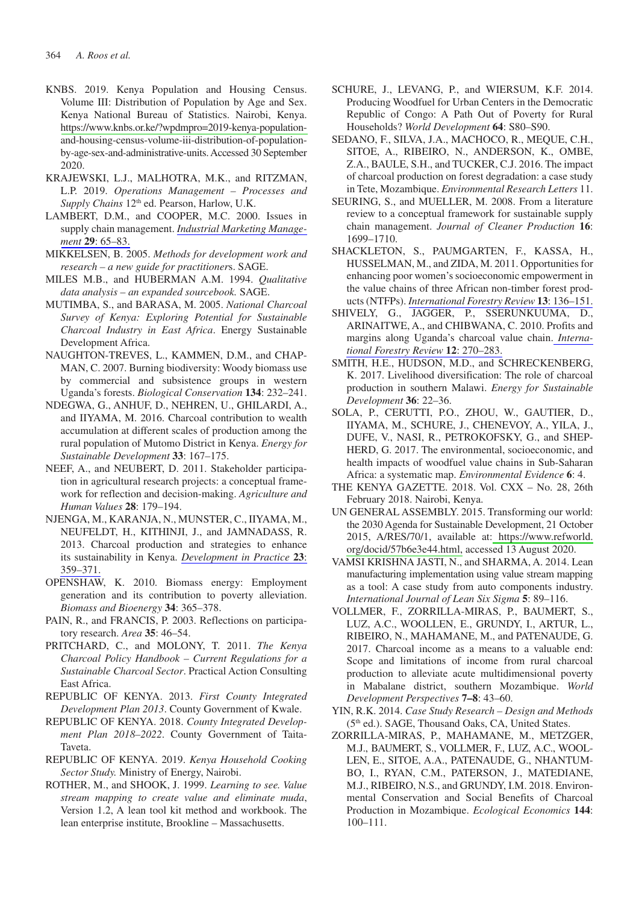KNBS. 2019. Kenya Population and Housing Census. Volume III: Distribution of Population by Age and Sex. Kenya National Bureau of Statistics. Nairobi, Kenya. https://www.knbs.or.ke/?wpdmpro=2019-kenya-population-and-housing-census-volume-iii-distribution-of-population-by-age-sex-and-administrative-units. Accessed 30 September 2020.

KRAJEWSKI, L.J., MALHOTRA, M.K., and RITZMAN, L.P. 2019. *Operations Management – Processes and Supply Chains* 12th ed. Pearson, Harlow, U.K.

LAMBERT, D.M., and COOPER, M.C. 2000. Issues in supply chain management. *Industrial Marketing Management* **29**: 65–83.

MIKKELSEN, B. 2005. *Methods for development work and research – a new guide for practitioners*. SAGE.

MILES M.B., and HUBERMAN A.M. 1994. *Qualitative data analysis – an expanded sourcebook.* SAGE.

MUTIMBA, S., and BARASA, M. 2005. *National Charcoal Survey of Kenya: Exploring Potential for Sustainable Charcoal Industry in East Africa*. Energy Sustainable Development Africa.

NAUGHTON-TREVES, L., KAMMEN, D.M., and CHAPMAN, C. 2007. Burning biodiversity: Woody biomass use by commercial and subsistence groups in western Uganda's forests. *Biological Conservation* **134**: 232–241.

NDEGWA, G., ANHUF, D., NEHREN, U., GHILARDI, A., and IIYAMA, M. 2016. Charcoal contribution to wealth accumulation at different scales of production among the rural population of Mutomo District in Kenya. *Energy for Sustainable Development* **33**: 167–175.

NEEF, A., and NEUBERT, D. 2011. Stakeholder participation in agricultural research projects: a conceptual framework for reflection and decision-making. *Agriculture and Human Values* **28**: 179–194.

NJENGA, M., KARANJA, N., MUNSTER, C., IIYAMA, M., NEUFELDT, H., KITHINJI, J., and JAMNADASS, R. 2013. Charcoal production and strategies to enhance its sustainability in Kenya. *Development in Practice* **23**: 359–371.

OPENSHAW, K. 2010. Biomass energy: Employment generation and its contribution to poverty alleviation. *Biomass and Bioenergy* **34**: 365–378.

PAIN, R., and FRANCIS, P. 2003. Reflections on participatory research. *Area* **35**: 46–54.

PRITCHARD, C., and MOLONY, T. 2011. *The Kenya Charcoal Policy Handbook – Current Regulations for a Sustainable Charcoal Sector*. Practical Action Consulting East Africa.

REPUBLIC OF KENYA. 2013. *First County Integrated Development Plan 2013*. County Government of Kwale.

REPUBLIC OF KENYA. 2018. *County Integrated Development Plan 2018–2022*. County Government of Taita-Taveta.

REPUBLIC OF KENYA. 2019. *Kenya Household Cooking Sector Study.* Ministry of Energy, Nairobi.

ROTHER, M., and SHOOK, J. 1999. *Learning to see. Value stream mapping to create value and eliminate muda*, Version 1.2, A lean tool kit method and workbook. The lean enterprise institute, Brookline – Massachusetts.

SCHURE, J., LEVANG, P., and WIERSUM, K.F. 2014. Producing Woodfuel for Urban Centers in the Democratic Republic of Congo: A Path Out of Poverty for Rural Households? *World Development* **64**: S80–S90.

SEDANO, F., SILVA, J.A., MACHOCO, R., MEQUE, C.H., SITOE, A., RIBEIRO, N., ANDERSON, K., OMBE, Z.A., BAULE, S.H., and TUCKER, C.J. 2016. The impact of charcoal production on forest degradation: a case study in Tete, Mozambique. *Environmental Research Letters* 11.

SEURING, S., and MUELLER, M. 2008. From a literature review to a conceptual framework for sustainable supply chain management. *Journal of Cleaner Production* **16**: 1699–1710.

SHACKLETON, S., PAUMGARTEN, F., KASSA, H., HUSSELMAN, M., and ZIDA, M. 2011. Opportunities for enhancing poor women's socioeconomic empowerment in the value chains of three African non-timber forest products (NTFPs). *International Forestry Review* **13**: 136–151.

SHIVELY, G., JAGGER, P., SSERUNKUUMA, D., ARINAITWE, A., and CHIBWANA, C. 2010. Profits and margins along Uganda's charcoal value chain. *International Forestry Review* **12**: 270–283.

SMITH, H.E., HUDSON, M.D., and SCHRECKENBERG, K. 2017. Livelihood diversification: The role of charcoal production in southern Malawi. *Energy for Sustainable Development* **36**: 22–36.

SOLA, P., CERUTTI, P.O., ZHOU, W., GAUTIER, D., IIYAMA, M., SCHURE, J., CHENEVOY, A., YILA, J., DUFE, V., NASI, R., PETROKOFSKY, G., and SHEPHERD, G. 2017. The environmental, socioeconomic, and health impacts of woodfuel value chains in Sub-Saharan Africa: a systematic map. *Environmental Evidence* **6**: 4.

THE KENYA GAZETTE. 2018. Vol. CXX – No. 28, 26th February 2018. Nairobi, Kenya.

UN GENERAL ASSEMBLY. 2015. Transforming our world: the 2030 Agenda for Sustainable Development, 21 October 2015, A/RES/70/1, available at: https://www.refworld.org/docid/57b6e3e44.html, accessed 13 August 2020.

VAMSI KRISHNA JASTI, N., and SHARMA, A. 2014. Lean manufacturing implementation using value stream mapping as a tool: A case study from auto components industry. *International Journal of Lean Six Sigma* **5**: 89–116.

VOLLMER, F., ZORRILLA-MIRAS, P., BAUMERT, S., LUZ, A.C., WOOLLEN, E., GRUNDY, I., ARTUR, L., RIBEIRO, N., MAHAMANE, M., and PATENAUDE, G. 2017. Charcoal income as a means to a valuable end: Scope and limitations of income from rural charcoal production to alleviate acute multidimensional poverty in Mabalane district, southern Mozambique. *World Development Perspectives* **7–8**: 43–60.

YIN, R.K. 2014. *Case Study Research – Design and Methods* (5th ed.). SAGE, Thousand Oaks, CA, United States.

ZORRILLA-MIRAS, P., MAHAMANE, M., METZGER, M.J., BAUMERT, S., VOLLMER, F., LUZ, A.C., WOOLLEN, E., SITOE, A.A., PATENAUDE, G., NHANTUMBO, I., RYAN, C.M., PATERSON, J., MATEDIANE, M.J., RIBEIRO, N.S., and GRUNDY, I.M. 2018. Environmental Conservation and Social Benefits of Charcoal Production in Mozambique. *Ecological Economics* **144**: 100–111.